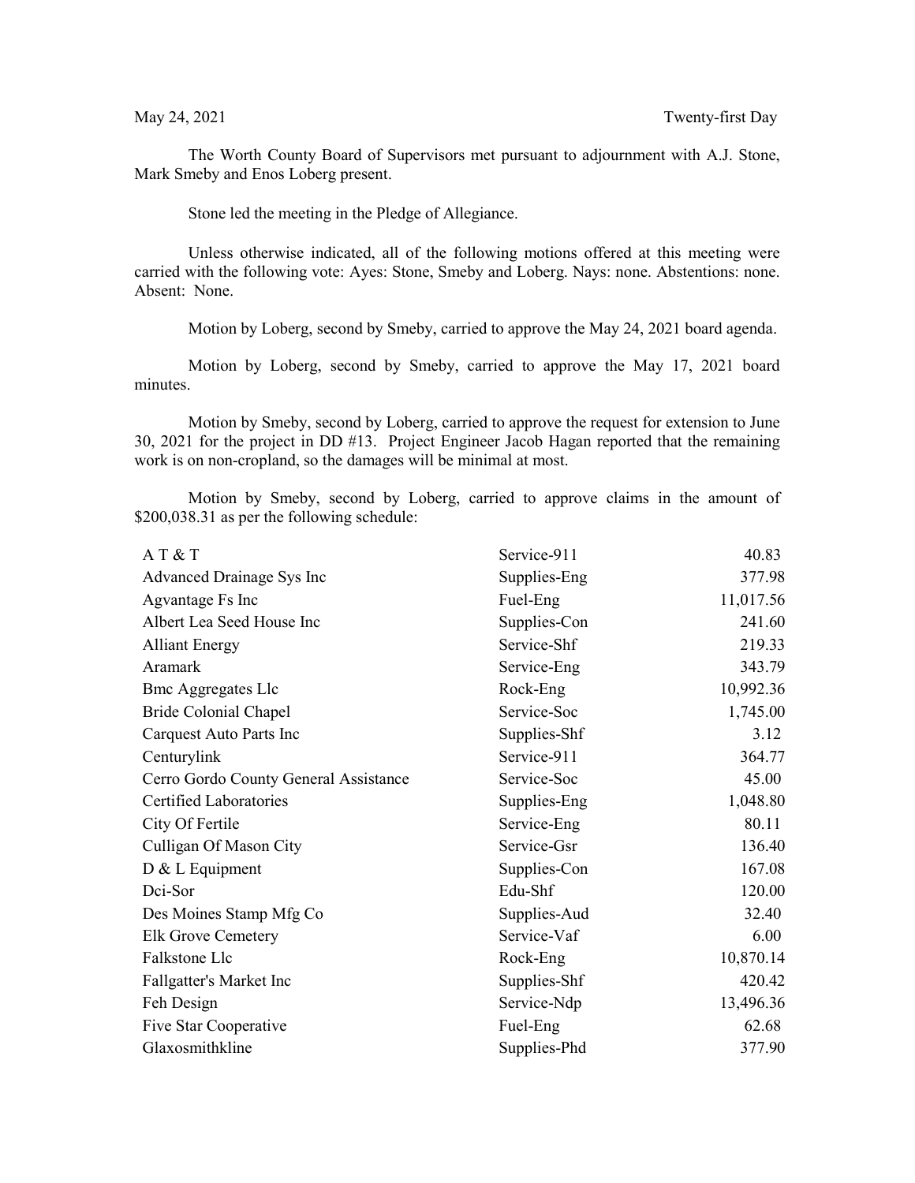May 24, 2021 Twenty-first Day

The Worth County Board of Supervisors met pursuant to adjournment with A.J. Stone, Mark Smeby and Enos Loberg present.

Stone led the meeting in the Pledge of Allegiance.

Unless otherwise indicated, all of the following motions offered at this meeting were carried with the following vote: Ayes: Stone, Smeby and Loberg. Nays: none. Abstentions: none. Absent: None.

Motion by Loberg, second by Smeby, carried to approve the May 24, 2021 board agenda.

Motion by Loberg, second by Smeby, carried to approve the May 17, 2021 board minutes.

Motion by Smeby, second by Loberg, carried to approve the request for extension to June 30, 2021 for the project in DD #13. Project Engineer Jacob Hagan reported that the remaining work is on non-cropland, so the damages will be minimal at most.

Motion by Smeby, second by Loberg, carried to approve claims in the amount of $200,038.31 as per the following schedule:

| | | |
|---|---|---|
| A T & T | Service-911 | 40.83 |
| Advanced Drainage Sys Inc | Supplies-Eng | 377.98 |
| Agvantage Fs Inc | Fuel-Eng | 11,017.56 |
| Albert Lea Seed House Inc | Supplies-Con | 241.60 |
| Alliant Energy | Service-Shf | 219.33 |
| Aramark | Service-Eng | 343.79 |
| Bmc Aggregates Llc | Rock-Eng | 10,992.36 |
| Bride Colonial Chapel | Service-Soc | 1,745.00 |
| Carquest Auto Parts Inc | Supplies-Shf | 3.12 |
| Centurylink | Service-911 | 364.77 |
| Cerro Gordo County General Assistance | Service-Soc | 45.00 |
| Certified Laboratories | Supplies-Eng | 1,048.80 |
| City Of Fertile | Service-Eng | 80.11 |
| Culligan Of Mason City | Service-Gsr | 136.40 |
| D & L Equipment | Supplies-Con | 167.08 |
| Dci-Sor | Edu-Shf | 120.00 |
| Des Moines Stamp Mfg Co | Supplies-Aud | 32.40 |
| Elk Grove Cemetery | Service-Vaf | 6.00 |
| Falkstone Llc | Rock-Eng | 10,870.14 |
| Fallgatter's Market Inc | Supplies-Shf | 420.42 |
| Feh Design | Service-Ndp | 13,496.36 |
| Five Star Cooperative | Fuel-Eng | 62.68 |
| Glaxosmithkline | Supplies-Phd | 377.90 |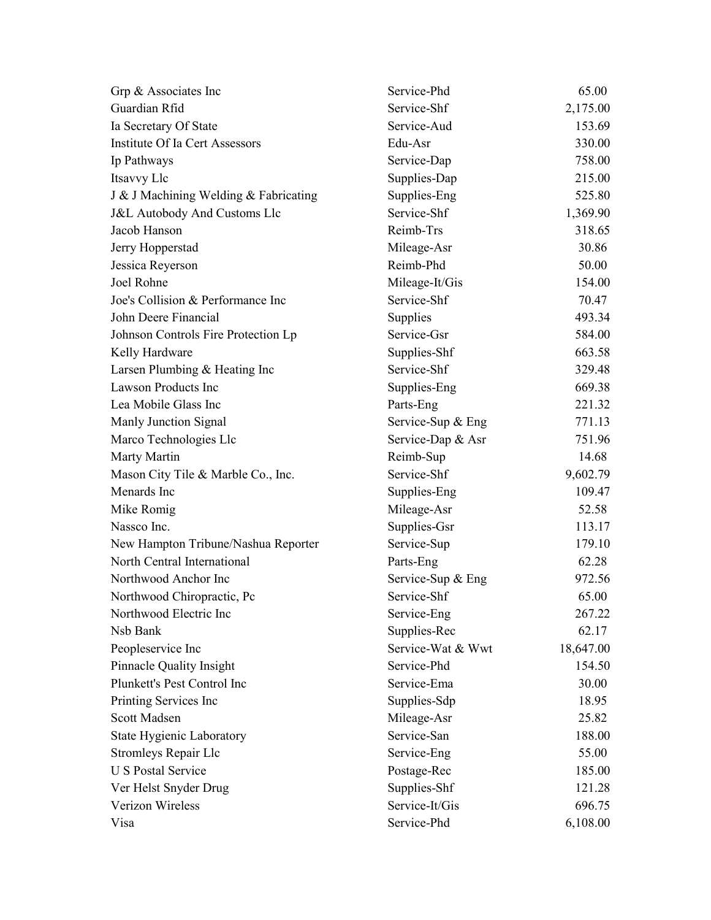| | | |
|---|---|---|
| Grp & Associates Inc | Service-Phd | 65.00 |
| Guardian Rfid | Service-Shf | 2,175.00 |
| Ia Secretary Of State | Service-Aud | 153.69 |
| Institute Of Ia Cert Assessors | Edu-Asr | 330.00 |
| Ip Pathways | Service-Dap | 758.00 |
| Itsavvy Llc | Supplies-Dap | 215.00 |
| J & J Machining Welding & Fabricating | Supplies-Eng | 525.80 |
| J&L Autobody And Customs Llc | Service-Shf | 1,369.90 |
| Jacob Hanson | Reimb-Trs | 318.65 |
| Jerry Hopperstad | Mileage-Asr | 30.86 |
| Jessica Reyerson | Reimb-Phd | 50.00 |
| Joel Rohne | Mileage-It/Gis | 154.00 |
| Joe's Collision & Performance Inc | Service-Shf | 70.47 |
| John Deere Financial | Supplies | 493.34 |
| Johnson Controls Fire Protection Lp | Service-Gsr | 584.00 |
| Kelly Hardware | Supplies-Shf | 663.58 |
| Larsen Plumbing & Heating Inc | Service-Shf | 329.48 |
| Lawson Products Inc | Supplies-Eng | 669.38 |
| Lea Mobile Glass Inc | Parts-Eng | 221.32 |
| Manly Junction Signal | Service-Sup & Eng | 771.13 |
| Marco Technologies Llc | Service-Dap & Asr | 751.96 |
| Marty Martin | Reimb-Sup | 14.68 |
| Mason City Tile & Marble Co., Inc. | Service-Shf | 9,602.79 |
| Menards Inc | Supplies-Eng | 109.47 |
| Mike Romig | Mileage-Asr | 52.58 |
| Nassco Inc. | Supplies-Gsr | 113.17 |
| New Hampton Tribune/Nashua Reporter | Service-Sup | 179.10 |
| North Central International | Parts-Eng | 62.28 |
| Northwood Anchor Inc | Service-Sup & Eng | 972.56 |
| Northwood Chiropractic, Pc | Service-Shf | 65.00 |
| Northwood Electric Inc | Service-Eng | 267.22 |
| Nsb Bank | Supplies-Rec | 62.17 |
| Peopleservice Inc | Service-Wat & Wwt | 18,647.00 |
| Pinnacle Quality Insight | Service-Phd | 154.50 |
| Plunkett's Pest Control Inc | Service-Ema | 30.00 |
| Printing Services Inc | Supplies-Sdp | 18.95 |
| Scott Madsen | Mileage-Asr | 25.82 |
| State Hygienic Laboratory | Service-San | 188.00 |
| Stromleys Repair Llc | Service-Eng | 55.00 |
| U S Postal Service | Postage-Rec | 185.00 |
| Ver Helst Snyder Drug | Supplies-Shf | 121.28 |
| Verizon Wireless | Service-It/Gis | 696.75 |
| Visa | Service-Phd | 6,108.00 |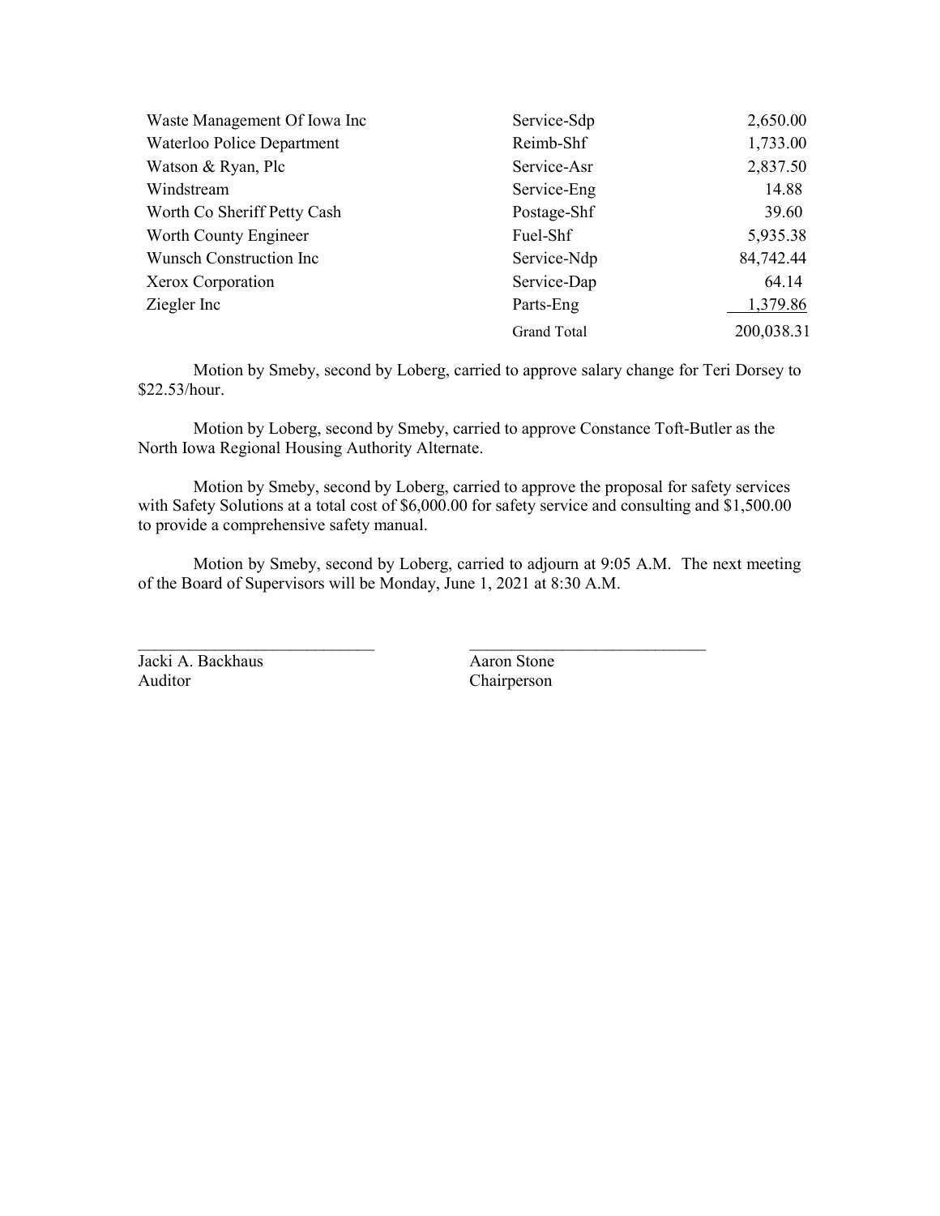| | | |
|---|---|---|
| Waste Management Of Iowa Inc | Service-Sdp | 2,650.00 |
| Waterloo Police Department | Reimb-Shf | 1,733.00 |
| Watson & Ryan, Plc | Service-Asr | 2,837.50 |
| Windstream | Service-Eng | 14.88 |
| Worth Co Sheriff Petty Cash | Postage-Shf | 39.60 |
| Worth County Engineer | Fuel-Shf | 5,935.38 |
| Wunsch Construction Inc | Service-Ndp | 84,742.44 |
| Xerox Corporation | Service-Dap | 64.14 |
| Ziegler Inc | Parts-Eng | 1,379.86 |
| | Grand Total | 200,038.31 |

Motion by Smeby, second by Loberg, carried to approve salary change for Teri Dorsey to $22.53/hour.

Motion by Loberg, second by Smeby, carried to approve Constance Toft-Butler as the North Iowa Regional Housing Authority Alternate.

Motion by Smeby, second by Loberg, carried to approve the proposal for safety services with Safety Solutions at a total cost of $6,000.00 for safety service and consulting and $1,500.00 to provide a comprehensive safety manual.

Motion by Smeby, second by Loberg, carried to adjourn at 9:05 A.M. The next meeting of the Board of Supervisors will be Monday, June 1, 2021 at 8:30 A.M.

\_\_\_\_\_\_\_\_\_\_\_\_\_\_\_\_\_\_\_\_\_\_\_\_\_\_\_\_ \_\_\_\_\_\_\_\_\_\_\_\_\_\_\_\_\_\_\_\_\_\_\_\_\_\_\_\_

Jacki A. Backhaus
Auditor

Aaron Stone
Chairperson